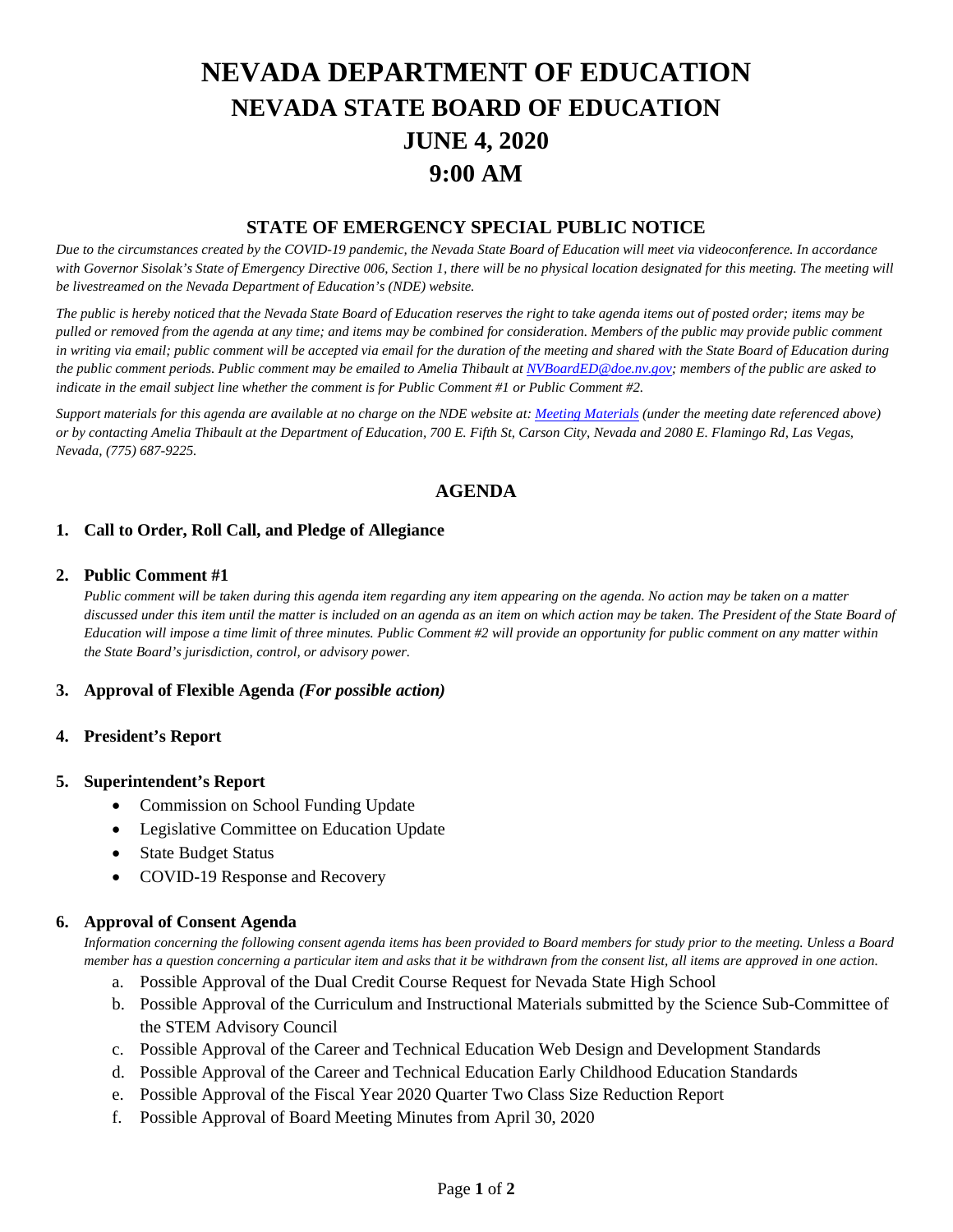# NEVADA DEPARTMENT OF EDUCATION
# NEVADA STATE BOARD OF EDUCATION
# JUNE 4, 2020
# 9:00 AM

## STATE OF EMERGENCY SPECIAL PUBLIC NOTICE

*Due to the circumstances created by the COVID-19 pandemic, the Nevada State Board of Education will meet via videoconference. In accordance with Governor Sisolak's State of Emergency Directive 006, Section 1, there will be no physical location designated for this meeting. The meeting will be livestreamed on the Nevada Department of Education's (NDE) website.*

*The public is hereby noticed that the Nevada State Board of Education reserves the right to take agenda items out of posted order; items may be pulled or removed from the agenda at any time; and items may be combined for consideration. Members of the public may provide public comment in writing via email; public comment will be accepted via email for the duration of the meeting and shared with the State Board of Education during the public comment periods. Public comment may be emailed to Amelia Thibault at [NVBoardED@doe.nv.gov](mailto:NVBoardED@doe.nv.gov); members of the public are asked to indicate in the email subject line whether the comment is for Public Comment #1 or Public Comment #2.*

*Support materials for this agenda are available at no charge on the NDE website at: [Meeting Materials] (under the meeting date referenced above) or by contacting Amelia Thibault at the Department of Education, 700 E. Fifth St, Carson City, Nevada and 2080 E. Flamingo Rd, Las Vegas, Nevada, (775) 687-9225.*

## AGENDA

**1. Call to Order, Roll Call, and Pledge of Allegiance**

**2. Public Comment #1**

*Public comment will be taken during this agenda item regarding any item appearing on the agenda. No action may be taken on a matter discussed under this item until the matter is included on an agenda as an item on which action may be taken. The President of the State Board of Education will impose a time limit of three minutes. Public Comment #2 will provide an opportunity for public comment on any matter within the State Board's jurisdiction, control, or advisory power.*

**3. Approval of Flexible Agenda** ***(For possible action)***

**4. President's Report**

**5. Superintendent's Report**

- Commission on School Funding Update
- Legislative Committee on Education Update
- State Budget Status
- COVID-19 Response and Recovery

**6. Approval of Consent Agenda**

*Information concerning the following consent agenda items has been provided to Board members for study prior to the meeting. Unless a Board member has a question concerning a particular item and asks that it be withdrawn from the consent list, all items are approved in one action.*

a. Possible Approval of the Dual Credit Course Request for Nevada State High School
b. Possible Approval of the Curriculum and Instructional Materials submitted by the Science Sub-Committee of the STEM Advisory Council
c. Possible Approval of the Career and Technical Education Web Design and Development Standards
d. Possible Approval of the Career and Technical Education Early Childhood Education Standards
e. Possible Approval of the Fiscal Year 2020 Quarter Two Class Size Reduction Report
f. Possible Approval of Board Meeting Minutes from April 30, 2020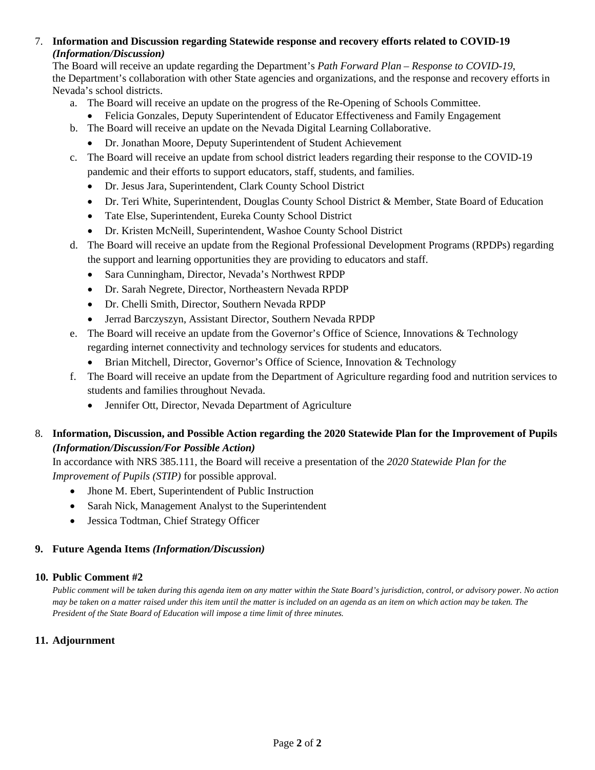7. **Information and Discussion regarding Statewide response and recovery efforts related to COVID-19** ***(Information/Discussion)***
   The Board will receive an update regarding the Department's *Path Forward Plan – Response to COVID-19*, the Department's collaboration with other State agencies and organizations, and the response and recovery efforts in Nevada's school districts.
   a. The Board will receive an update on the progress of the Re-Opening of Schools Committee.
      - Felicia Gonzales, Deputy Superintendent of Educator Effectiveness and Family Engagement
   b. The Board will receive an update on the Nevada Digital Learning Collaborative.
      - Dr. Jonathan Moore, Deputy Superintendent of Student Achievement
   c. The Board will receive an update from school district leaders regarding their response to the COVID-19 pandemic and their efforts to support educators, staff, students, and families.
      - Dr. Jesus Jara, Superintendent, Clark County School District
      - Dr. Teri White, Superintendent, Douglas County School District & Member, State Board of Education
      - Tate Else, Superintendent, Eureka County School District
      - Dr. Kristen McNeill, Superintendent, Washoe County School District
   d. The Board will receive an update from the Regional Professional Development Programs (RPDPs) regarding the support and learning opportunities they are providing to educators and staff.
      - Sara Cunningham, Director, Nevada's Northwest RPDP
      - Dr. Sarah Negrete, Director, Northeastern Nevada RPDP
      - Dr. Chelli Smith, Director, Southern Nevada RPDP
      - Jerrad Barczyszyn, Assistant Director, Southern Nevada RPDP
   e. The Board will receive an update from the Governor's Office of Science, Innovations & Technology regarding internet connectivity and technology services for students and educators.
      - Brian Mitchell, Director, Governor's Office of Science, Innovation & Technology
   f. The Board will receive an update from the Department of Agriculture regarding food and nutrition services to students and families throughout Nevada.
      - Jennifer Ott, Director, Nevada Department of Agriculture

8. **Information, Discussion, and Possible Action regarding the 2020 Statewide Plan for the Improvement of Pupils** ***(Information/Discussion/For Possible Action)***
   In accordance with NRS 385.111, the Board will receive a presentation of the *2020 Statewide Plan for the Improvement of Pupils (STIP)* for possible approval.
   - Jhone M. Ebert, Superintendent of Public Instruction
   - Sarah Nick, Management Analyst to the Superintendent
   - Jessica Todtman, Chief Strategy Officer

9. **Future Agenda Items** ***(Information/Discussion)***

10. **Public Comment #2**
    *Public comment will be taken during this agenda item on any matter within the State Board's jurisdiction, control, or advisory power. No action may be taken on a matter raised under this item until the matter is included on an agenda as an item on which action may be taken. The President of the State Board of Education will impose a time limit of three minutes.*

11. **Adjournment**